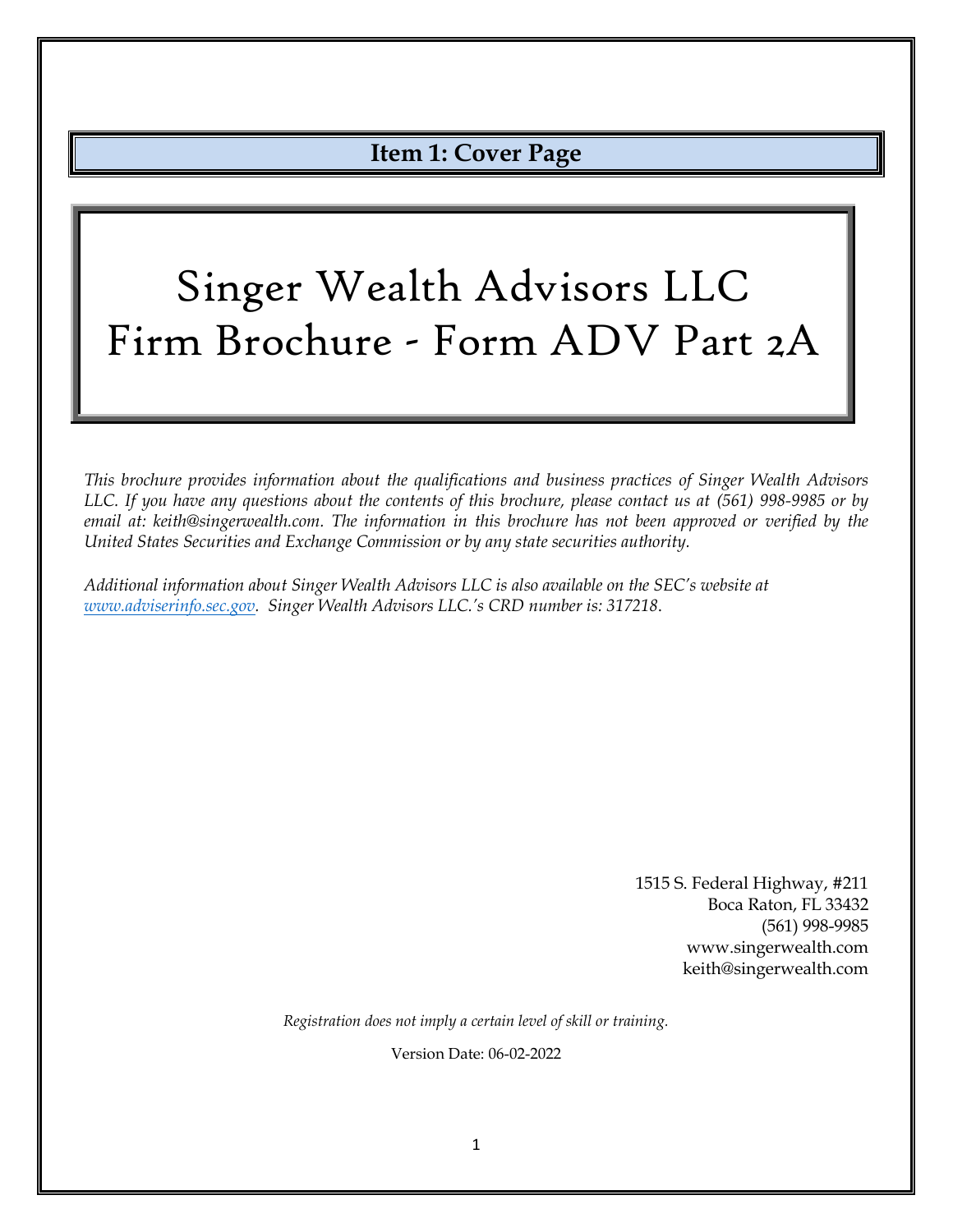## Item 1: Cover Page

# Singer Wealth Advisors LLC
# Firm Brochure - Form ADV Part 2A

*This brochure provides information about the qualifications and business practices of Singer Wealth Advisors LLC. If you have any questions about the contents of this brochure, please contact us at (561) 998-9985 or by email at: keith@singerwealth.com. The information in this brochure has not been approved or verified by the United States Securities and Exchange Commission or by any state securities authority.*

*Additional information about Singer Wealth Advisors LLC is also available on the SEC's website at [www.adviserinfo.sec.gov](http://www.adviserinfo.sec.gov). Singer Wealth Advisors LLC.'s CRD number is: 317218.*

1515 S. Federal Highway, #211
Boca Raton, FL 33432
(561) 998-9985
www.singerwealth.com
keith@singerwealth.com

*Registration does not imply a certain level of skill or training.*

Version Date: 06-02-2022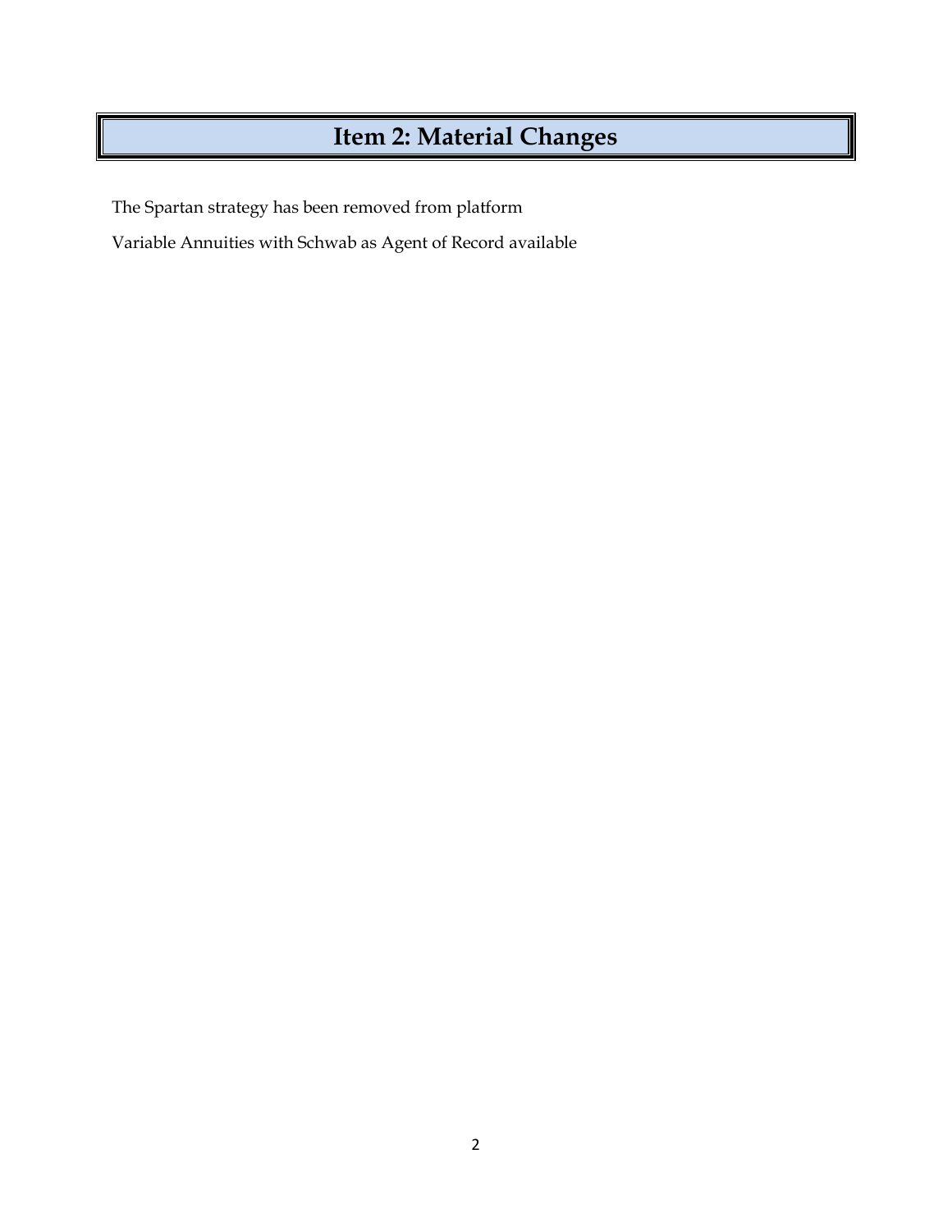# Item 2: Material Changes

The Spartan strategy has been removed from platform

Variable Annuities with Schwab as Agent of Record available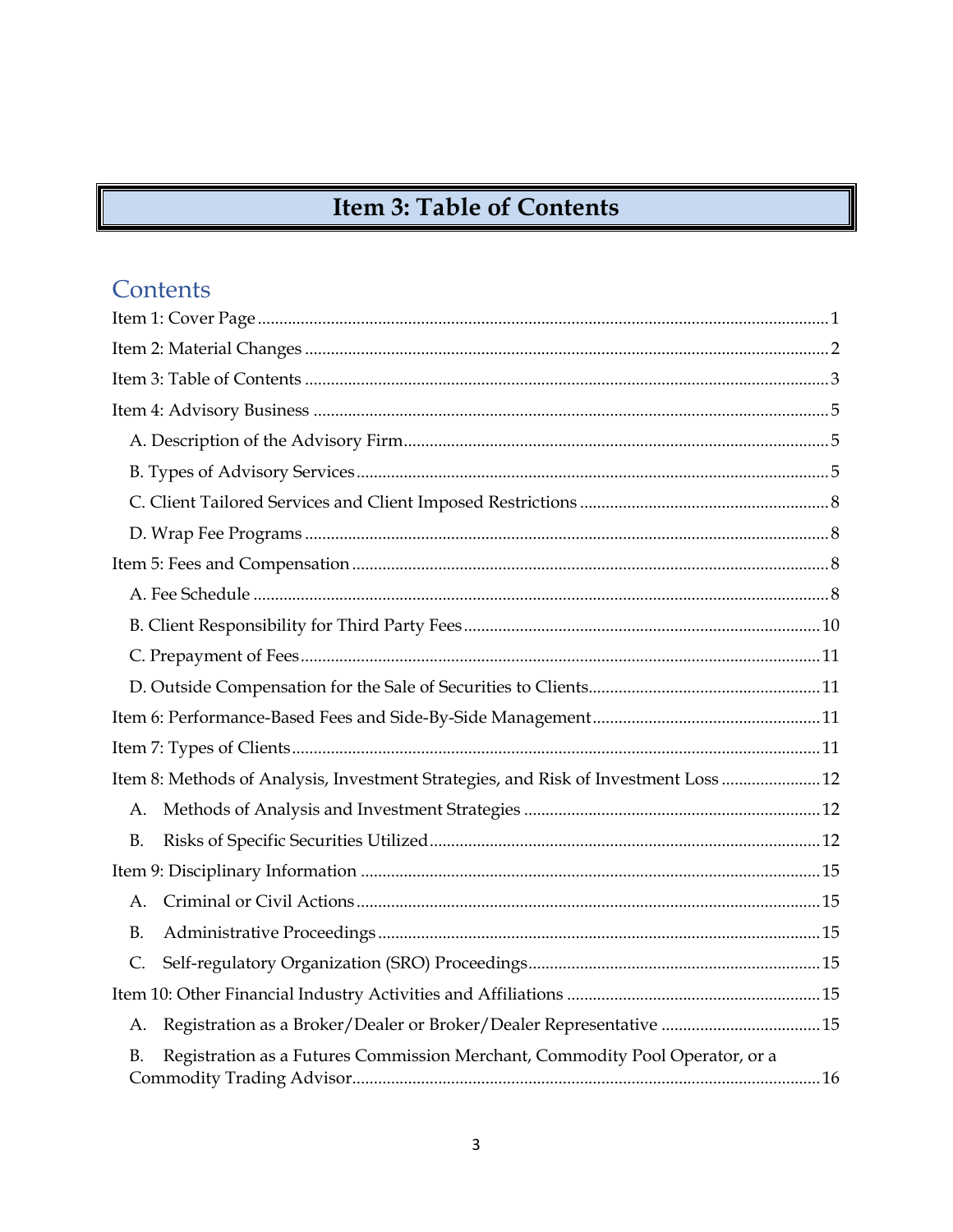# Item 3: Table of Contents

## Contents

Item 1: Cover Page .......... 1

Item 2: Material Changes .......... 2

Item 3: Table of Contents .......... 3

Item 4: Advisory Business .......... 5

- A. Description of the Advisory Firm .......... 5
- B. Types of Advisory Services .......... 5
- C. Client Tailored Services and Client Imposed Restrictions .......... 8
- D. Wrap Fee Programs .......... 8

Item 5: Fees and Compensation .......... 8

- A. Fee Schedule .......... 8
- B. Client Responsibility for Third Party Fees .......... 10
- C. Prepayment of Fees .......... 11
- D. Outside Compensation for the Sale of Securities to Clients .......... 11

Item 6: Performance-Based Fees and Side-By-Side Management .......... 11

Item 7: Types of Clients .......... 11

Item 8: Methods of Analysis, Investment Strategies, and Risk of Investment Loss .......... 12

- A. Methods of Analysis and Investment Strategies .......... 12
- B. Risks of Specific Securities Utilized .......... 12

Item 9: Disciplinary Information .......... 15

- A. Criminal or Civil Actions .......... 15
- B. Administrative Proceedings .......... 15
- C. Self-regulatory Organization (SRO) Proceedings .......... 15

Item 10: Other Financial Industry Activities and Affiliations .......... 15

- A. Registration as a Broker/Dealer or Broker/Dealer Representative .......... 15
- B. Registration as a Futures Commission Merchant, Commodity Pool Operator, or a Commodity Trading Advisor .......... 16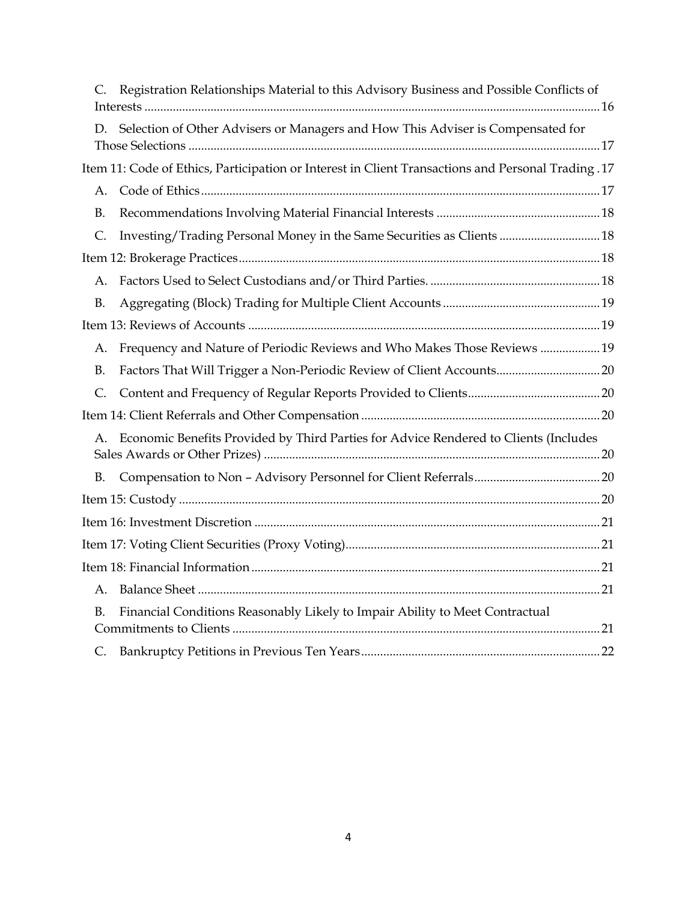C. Registration Relationships Material to this Advisory Business and Possible Conflicts of Interests ........ 16

D. Selection of Other Advisers or Managers and How This Adviser is Compensated for Those Selections ........ 17

Item 11: Code of Ethics, Participation or Interest in Client Transactions and Personal Trading . 17

A. Code of Ethics ........ 17

B. Recommendations Involving Material Financial Interests ........ 18

C. Investing/Trading Personal Money in the Same Securities as Clients ........ 18

Item 12: Brokerage Practices ........ 18

A. Factors Used to Select Custodians and/or Third Parties. ........ 18

B. Aggregating (Block) Trading for Multiple Client Accounts ........ 19

Item 13: Reviews of Accounts ........ 19

A. Frequency and Nature of Periodic Reviews and Who Makes Those Reviews ........ 19

B. Factors That Will Trigger a Non-Periodic Review of Client Accounts ........ 20

C. Content and Frequency of Regular Reports Provided to Clients ........ 20

Item 14: Client Referrals and Other Compensation ........ 20

A. Economic Benefits Provided by Third Parties for Advice Rendered to Clients (Includes Sales Awards or Other Prizes) ........ 20

B. Compensation to Non – Advisory Personnel for Client Referrals ........ 20

Item 15: Custody ........ 20

Item 16: Investment Discretion ........ 21

Item 17: Voting Client Securities (Proxy Voting) ........ 21

Item 18: Financial Information ........ 21

A. Balance Sheet ........ 21

B. Financial Conditions Reasonably Likely to Impair Ability to Meet Contractual Commitments to Clients ........ 21

C. Bankruptcy Petitions in Previous Ten Years ........ 22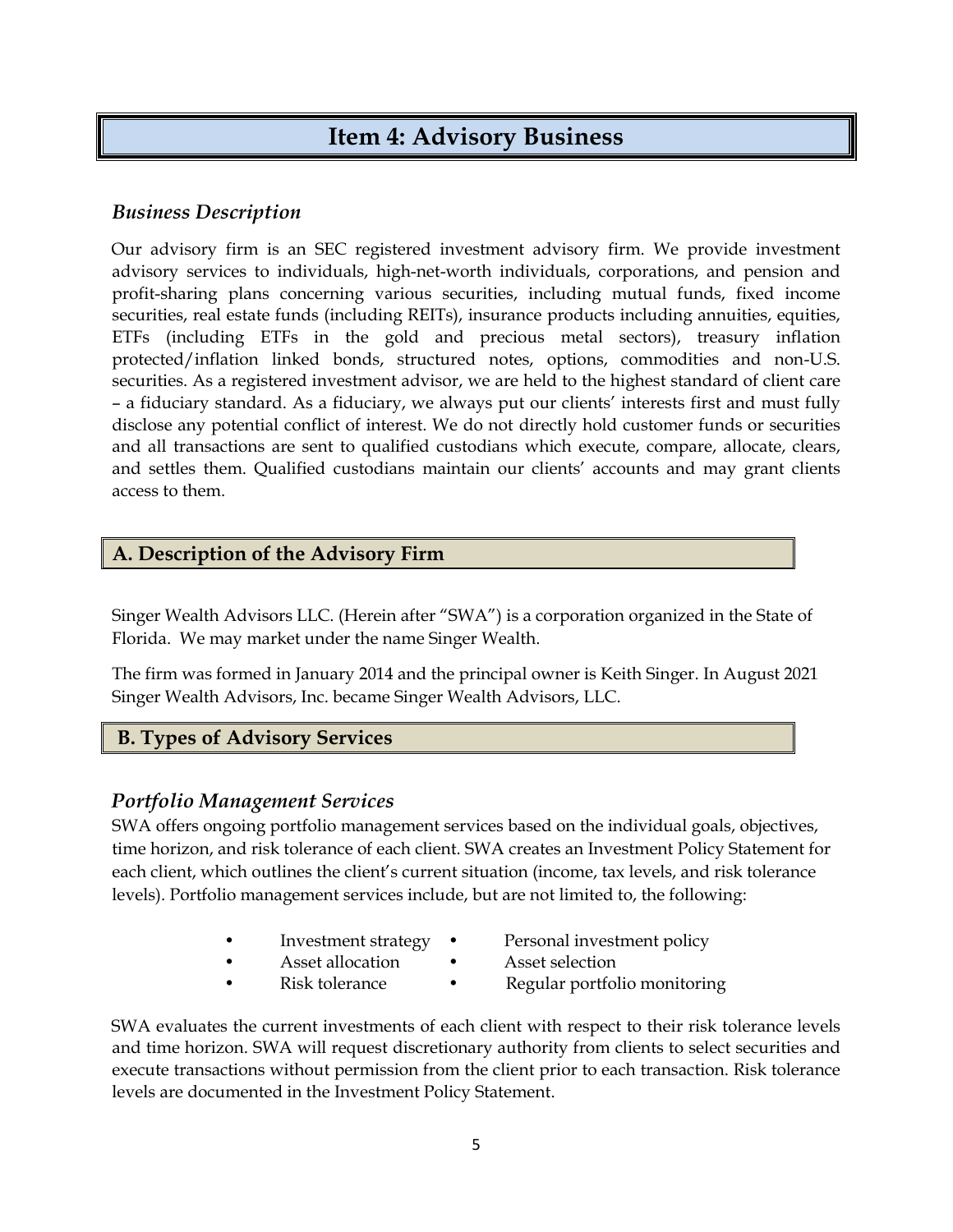# Item 4: Advisory Business

### *Business Description*

Our advisory firm is an SEC registered investment advisory firm. We provide investment advisory services to individuals, high-net-worth individuals, corporations, and pension and profit-sharing plans concerning various securities, including mutual funds, fixed income securities, real estate funds (including REITs), insurance products including annuities, equities, ETFs (including ETFs in the gold and precious metal sectors), treasury inflation protected/inflation linked bonds, structured notes, options, commodities and non-U.S. securities. As a registered investment advisor, we are held to the highest standard of client care – a fiduciary standard. As a fiduciary, we always put our clients' interests first and must fully disclose any potential conflict of interest. We do not directly hold customer funds or securities and all transactions are sent to qualified custodians which execute, compare, allocate, clears, and settles them. Qualified custodians maintain our clients' accounts and may grant clients access to them.

## A. Description of the Advisory Firm

Singer Wealth Advisors LLC. (Herein after "SWA") is a corporation organized in the State of Florida. We may market under the name Singer Wealth.

The firm was formed in January 2014 and the principal owner is Keith Singer. In August 2021 Singer Wealth Advisors, Inc. became Singer Wealth Advisors, LLC.

## B. Types of Advisory Services

### *Portfolio Management Services*

SWA offers ongoing portfolio management services based on the individual goals, objectives, time horizon, and risk tolerance of each client. SWA creates an Investment Policy Statement for each client, which outlines the client's current situation (income, tax levels, and risk tolerance levels). Portfolio management services include, but are not limited to, the following:

- Investment strategy
- Personal investment policy
- Asset allocation
- Asset selection
- Risk tolerance
- Regular portfolio monitoring

SWA evaluates the current investments of each client with respect to their risk tolerance levels and time horizon. SWA will request discretionary authority from clients to select securities and execute transactions without permission from the client prior to each transaction. Risk tolerance levels are documented in the Investment Policy Statement.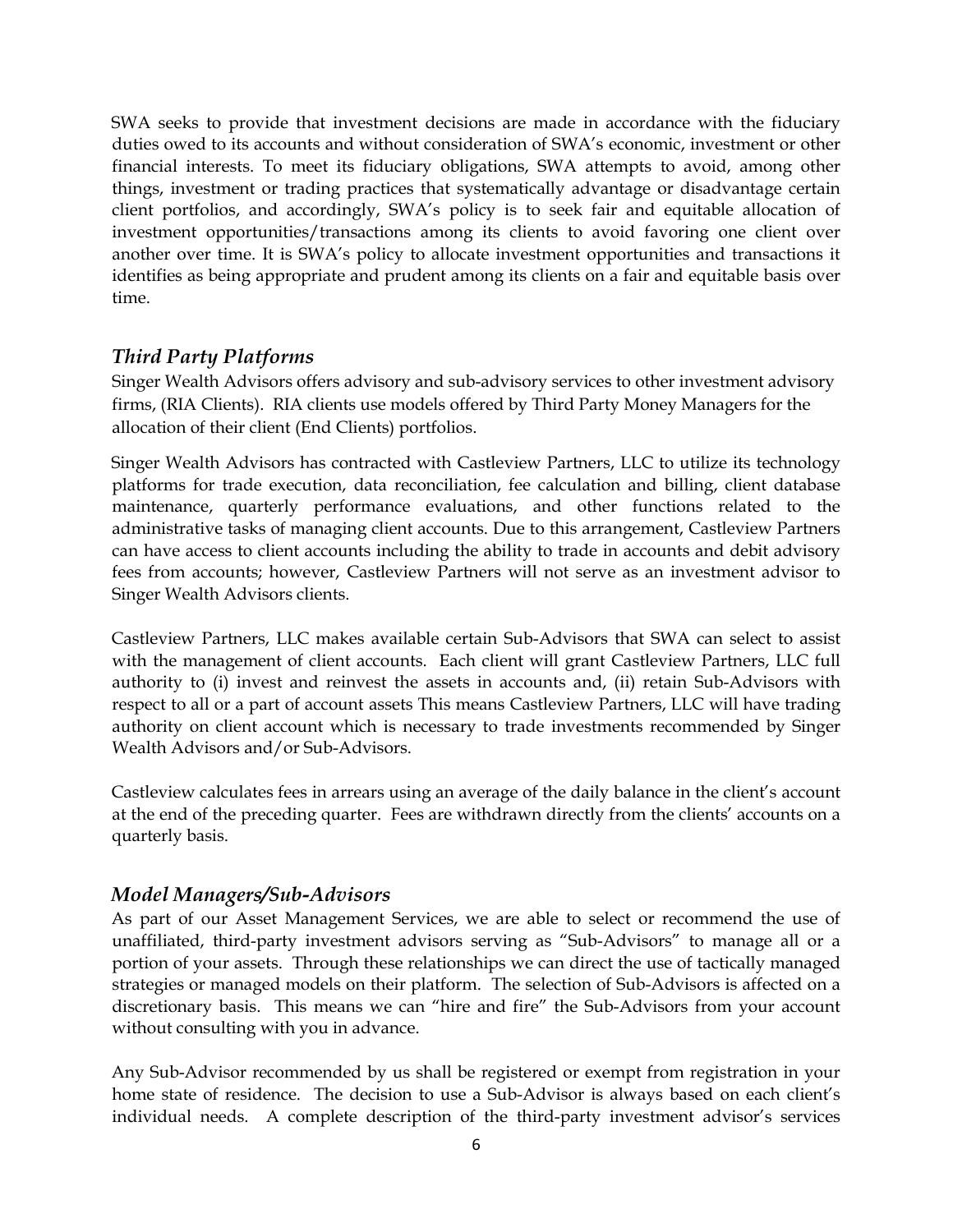SWA seeks to provide that investment decisions are made in accordance with the fiduciary duties owed to its accounts and without consideration of SWA's economic, investment or other financial interests. To meet its fiduciary obligations, SWA attempts to avoid, among other things, investment or trading practices that systematically advantage or disadvantage certain client portfolios, and accordingly, SWA's policy is to seek fair and equitable allocation of investment opportunities/transactions among its clients to avoid favoring one client over another over time. It is SWA's policy to allocate investment opportunities and transactions it identifies as being appropriate and prudent among its clients on a fair and equitable basis over time.

### *Third Party Platforms*

Singer Wealth Advisors offers advisory and sub-advisory services to other investment advisory firms, (RIA Clients). RIA clients use models offered by Third Party Money Managers for the allocation of their client (End Clients) portfolios.

Singer Wealth Advisors has contracted with Castleview Partners, LLC to utilize its technology platforms for trade execution, data reconciliation, fee calculation and billing, client database maintenance, quarterly performance evaluations, and other functions related to the administrative tasks of managing client accounts. Due to this arrangement, Castleview Partners can have access to client accounts including the ability to trade in accounts and debit advisory fees from accounts; however, Castleview Partners will not serve as an investment advisor to Singer Wealth Advisors clients.

Castleview Partners, LLC makes available certain Sub-Advisors that SWA can select to assist with the management of client accounts. Each client will grant Castleview Partners, LLC full authority to (i) invest and reinvest the assets in accounts and, (ii) retain Sub-Advisors with respect to all or a part of account assets This means Castleview Partners, LLC will have trading authority on client account which is necessary to trade investments recommended by Singer Wealth Advisors and/or Sub-Advisors.

Castleview calculates fees in arrears using an average of the daily balance in the client's account at the end of the preceding quarter. Fees are withdrawn directly from the clients' accounts on a quarterly basis.

### *Model Managers/Sub-Advisors*

As part of our Asset Management Services, we are able to select or recommend the use of unaffiliated, third-party investment advisors serving as "Sub-Advisors" to manage all or a portion of your assets. Through these relationships we can direct the use of tactically managed strategies or managed models on their platform. The selection of Sub-Advisors is affected on a discretionary basis. This means we can "hire and fire" the Sub-Advisors from your account without consulting with you in advance.

Any Sub-Advisor recommended by us shall be registered or exempt from registration in your home state of residence. The decision to use a Sub-Advisor is always based on each client's individual needs. A complete description of the third-party investment advisor's services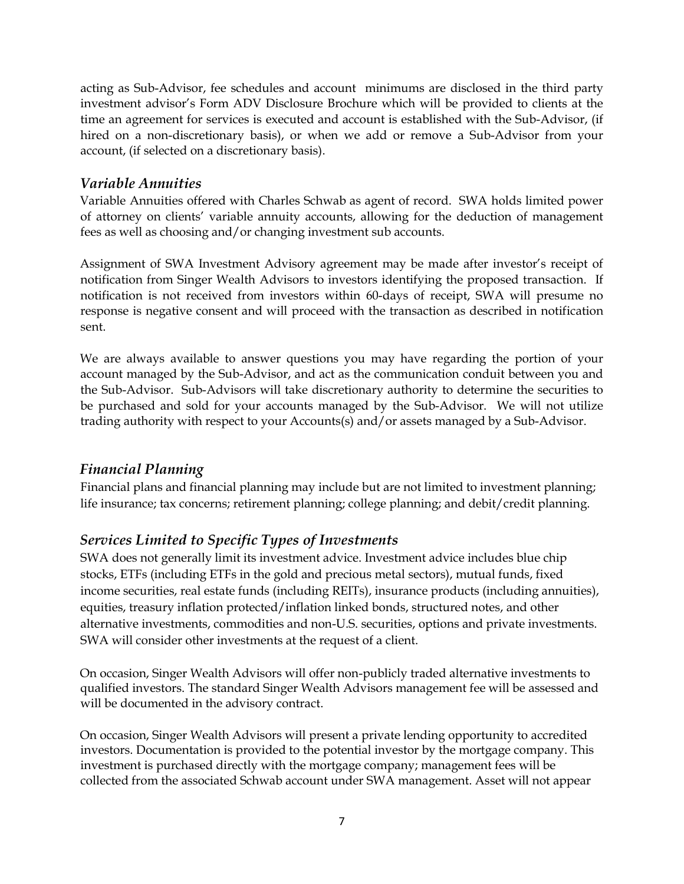acting as Sub-Advisor, fee schedules and account minimums are disclosed in the third party investment advisor's Form ADV Disclosure Brochure which will be provided to clients at the time an agreement for services is executed and account is established with the Sub-Advisor, (if hired on a non-discretionary basis), or when we add or remove a Sub-Advisor from your account, (if selected on a discretionary basis).

### *Variable Annuities*

Variable Annuities offered with Charles Schwab as agent of record. SWA holds limited power of attorney on clients' variable annuity accounts, allowing for the deduction of management fees as well as choosing and/or changing investment sub accounts.

Assignment of SWA Investment Advisory agreement may be made after investor's receipt of notification from Singer Wealth Advisors to investors identifying the proposed transaction. If notification is not received from investors within 60-days of receipt, SWA will presume no response is negative consent and will proceed with the transaction as described in notification sent.

We are always available to answer questions you may have regarding the portion of your account managed by the Sub-Advisor, and act as the communication conduit between you and the Sub-Advisor. Sub-Advisors will take discretionary authority to determine the securities to be purchased and sold for your accounts managed by the Sub-Advisor. We will not utilize trading authority with respect to your Accounts(s) and/or assets managed by a Sub-Advisor.

### *Financial Planning*

Financial plans and financial planning may include but are not limited to investment planning; life insurance; tax concerns; retirement planning; college planning; and debit/credit planning.

### *Services Limited to Specific Types of Investments*

SWA does not generally limit its investment advice. Investment advice includes blue chip stocks, ETFs (including ETFs in the gold and precious metal sectors), mutual funds, fixed income securities, real estate funds (including REITs), insurance products (including annuities), equities, treasury inflation protected/inflation linked bonds, structured notes, and other alternative investments, commodities and non-U.S. securities, options and private investments. SWA will consider other investments at the request of a client.

On occasion, Singer Wealth Advisors will offer non-publicly traded alternative investments to qualified investors. The standard Singer Wealth Advisors management fee will be assessed and will be documented in the advisory contract.

On occasion, Singer Wealth Advisors will present a private lending opportunity to accredited investors. Documentation is provided to the potential investor by the mortgage company. This investment is purchased directly with the mortgage company; management fees will be collected from the associated Schwab account under SWA management. Asset will not appear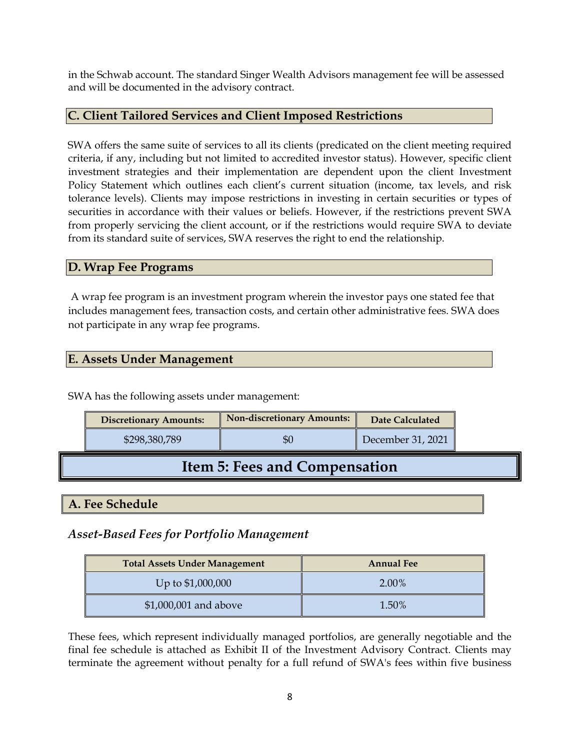in the Schwab account. The standard Singer Wealth Advisors management fee will be assessed and will be documented in the advisory contract.

### C. Client Tailored Services and Client Imposed Restrictions

SWA offers the same suite of services to all its clients (predicated on the client meeting required criteria, if any, including but not limited to accredited investor status). However, specific client investment strategies and their implementation are dependent upon the client Investment Policy Statement which outlines each client's current situation (income, tax levels, and risk tolerance levels). Clients may impose restrictions in investing in certain securities or types of securities in accordance with their values or beliefs. However, if the restrictions prevent SWA from properly servicing the client account, or if the restrictions would require SWA to deviate from its standard suite of services, SWA reserves the right to end the relationship.

### D. Wrap Fee Programs

A wrap fee program is an investment program wherein the investor pays one stated fee that includes management fees, transaction costs, and certain other administrative fees. SWA does not participate in any wrap fee programs.

### E. Assets Under Management

SWA has the following assets under management:

| Discretionary Amounts: | Non-discretionary Amounts: | Date Calculated |
|---|---|---|
| $298,380,789 | $0 | December 31, 2021 |

## Item 5: Fees and Compensation

### A. Fee Schedule

*Asset-Based Fees for Portfolio Management*

| Total Assets Under Management | Annual Fee |
|---|---|
| Up to $1,000,000 | 2.00% |
| $1,000,001 and above | 1.50% |

These fees, which represent individually managed portfolios, are generally negotiable and the final fee schedule is attached as Exhibit II of the Investment Advisory Contract. Clients may terminate the agreement without penalty for a full refund of SWA's fees within five business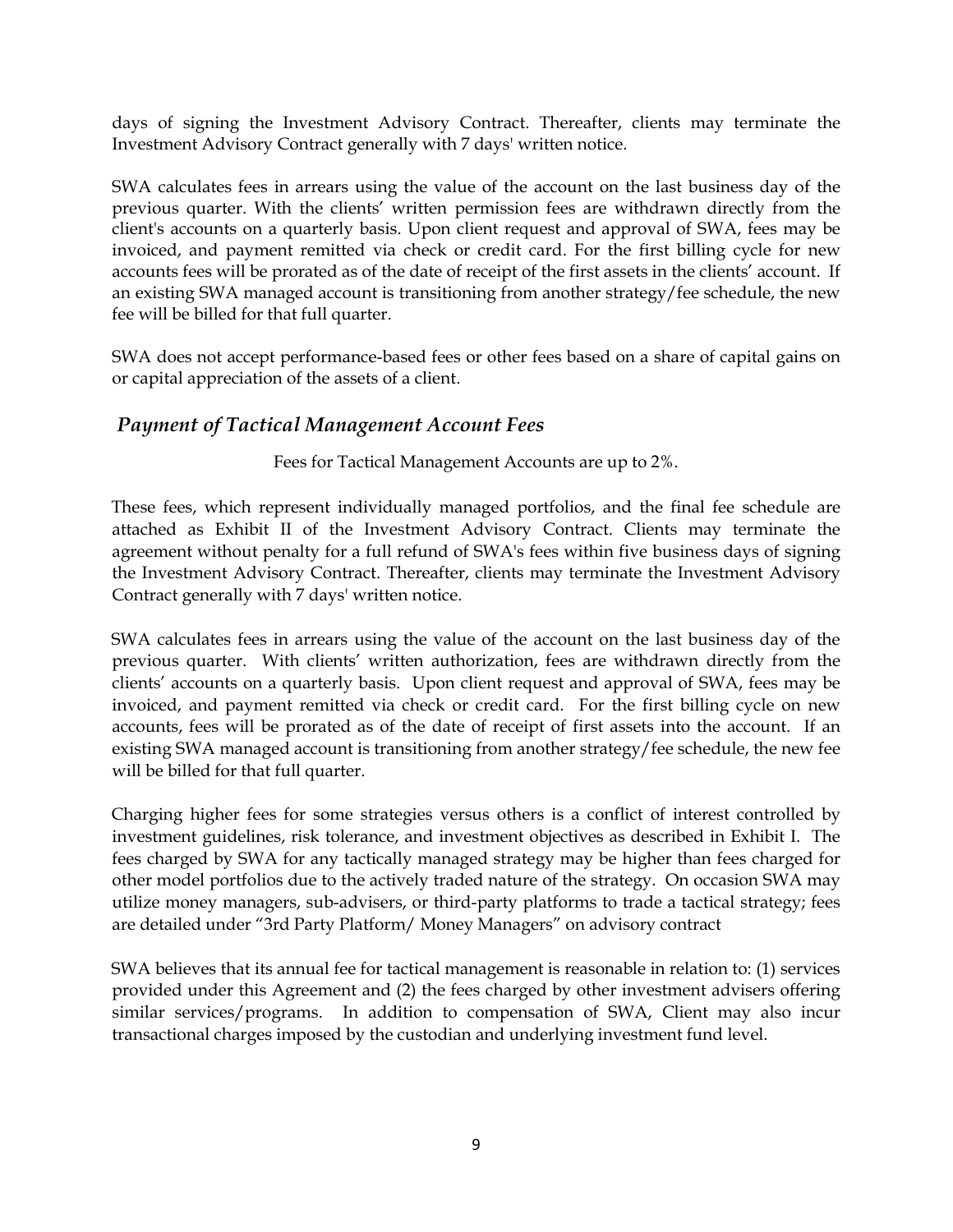days of signing the Investment Advisory Contract. Thereafter, clients may terminate the Investment Advisory Contract generally with 7 days' written notice.

SWA calculates fees in arrears using the value of the account on the last business day of the previous quarter. With the clients' written permission fees are withdrawn directly from the client's accounts on a quarterly basis. Upon client request and approval of SWA, fees may be invoiced, and payment remitted via check or credit card. For the first billing cycle for new accounts fees will be prorated as of the date of receipt of the first assets in the clients' account. If an existing SWA managed account is transitioning from another strategy/fee schedule, the new fee will be billed for that full quarter.

SWA does not accept performance-based fees or other fees based on a share of capital gains on or capital appreciation of the assets of a client.

### *Payment of Tactical Management Account Fees*

Fees for Tactical Management Accounts are up to 2%.

These fees, which represent individually managed portfolios, and the final fee schedule are attached as Exhibit II of the Investment Advisory Contract. Clients may terminate the agreement without penalty for a full refund of SWA's fees within five business days of signing the Investment Advisory Contract. Thereafter, clients may terminate the Investment Advisory Contract generally with 7 days' written notice.

SWA calculates fees in arrears using the value of the account on the last business day of the previous quarter. With clients' written authorization, fees are withdrawn directly from the clients' accounts on a quarterly basis. Upon client request and approval of SWA, fees may be invoiced, and payment remitted via check or credit card. For the first billing cycle on new accounts, fees will be prorated as of the date of receipt of first assets into the account. If an existing SWA managed account is transitioning from another strategy/fee schedule, the new fee will be billed for that full quarter.

Charging higher fees for some strategies versus others is a conflict of interest controlled by investment guidelines, risk tolerance, and investment objectives as described in Exhibit I. The fees charged by SWA for any tactically managed strategy may be higher than fees charged for other model portfolios due to the actively traded nature of the strategy. On occasion SWA may utilize money managers, sub-advisers, or third-party platforms to trade a tactical strategy; fees are detailed under "3rd Party Platform/ Money Managers" on advisory contract

SWA believes that its annual fee for tactical management is reasonable in relation to: (1) services provided under this Agreement and (2) the fees charged by other investment advisers offering similar services/programs. In addition to compensation of SWA, Client may also incur transactional charges imposed by the custodian and underlying investment fund level.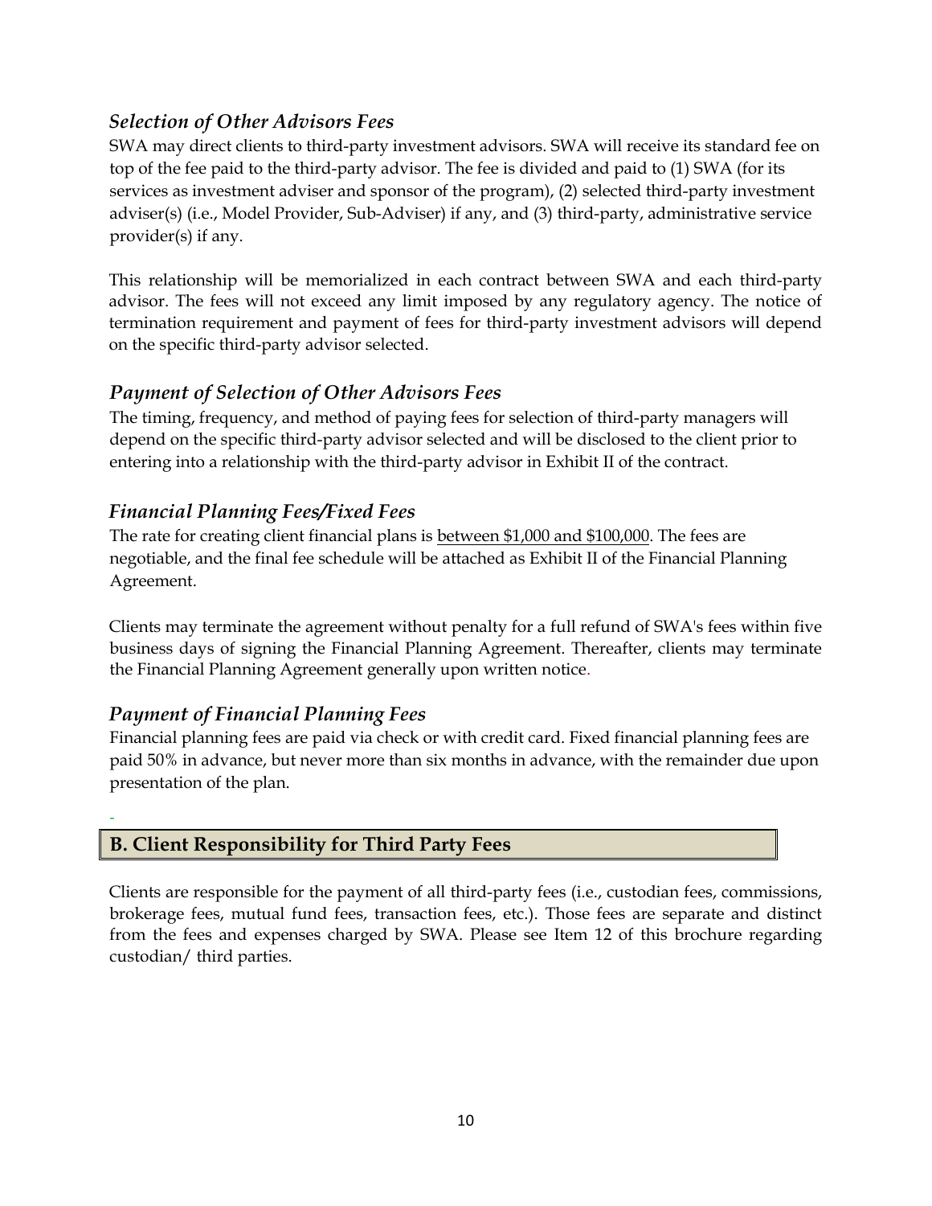### *Selection of Other Advisors Fees*

SWA may direct clients to third-party investment advisors. SWA will receive its standard fee on top of the fee paid to the third-party advisor. The fee is divided and paid to (1) SWA (for its services as investment adviser and sponsor of the program), (2) selected third-party investment adviser(s) (i.e., Model Provider, Sub-Adviser) if any, and (3) third-party, administrative service provider(s) if any.

This relationship will be memorialized in each contract between SWA and each third-party advisor. The fees will not exceed any limit imposed by any regulatory agency. The notice of termination requirement and payment of fees for third-party investment advisors will depend on the specific third-party advisor selected.

### *Payment of Selection of Other Advisors Fees*

The timing, frequency, and method of paying fees for selection of third-party managers will depend on the specific third-party advisor selected and will be disclosed to the client prior to entering into a relationship with the third-party advisor in Exhibit II of the contract.

### *Financial Planning Fees/Fixed Fees*

The rate for creating client financial plans is between $1,000 and $100,000. The fees are negotiable, and the final fee schedule will be attached as Exhibit II of the Financial Planning Agreement.

Clients may terminate the agreement without penalty for a full refund of SWA's fees within five business days of signing the Financial Planning Agreement. Thereafter, clients may terminate the Financial Planning Agreement generally upon written notice.

### *Payment of Financial Planning Fees*

Financial planning fees are paid via check or with credit card. Fixed financial planning fees are paid 50% in advance, but never more than six months in advance, with the remainder due upon presentation of the plan.

## B. Client Responsibility for Third Party Fees

Clients are responsible for the payment of all third-party fees (i.e., custodian fees, commissions, brokerage fees, mutual fund fees, transaction fees, etc.). Those fees are separate and distinct from the fees and expenses charged by SWA. Please see Item 12 of this brochure regarding custodian/ third parties.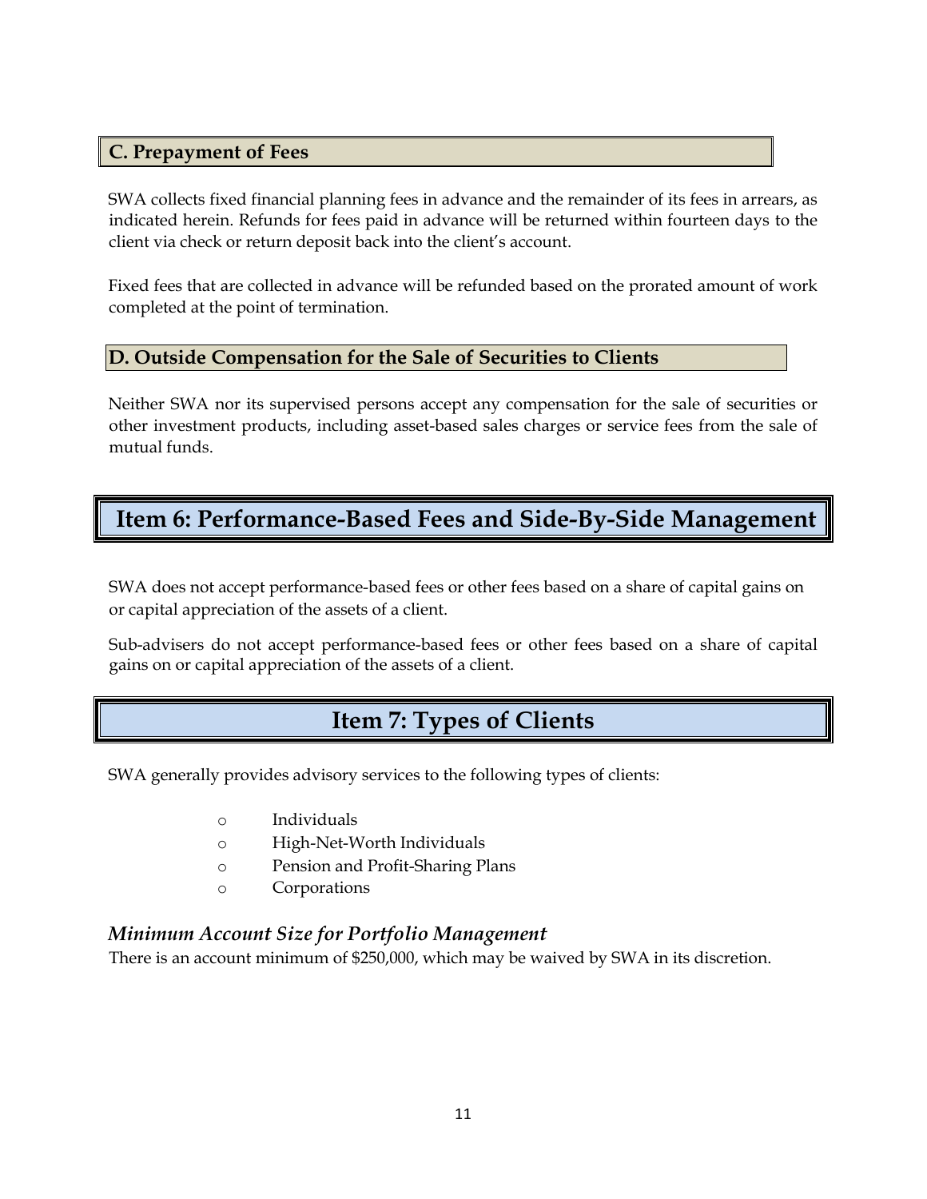### C. Prepayment of Fees

SWA collects fixed financial planning fees in advance and the remainder of its fees in arrears, as indicated herein. Refunds for fees paid in advance will be returned within fourteen days to the client via check or return deposit back into the client's account.

Fixed fees that are collected in advance will be refunded based on the prorated amount of work completed at the point of termination.

### D. Outside Compensation for the Sale of Securities to Clients

Neither SWA nor its supervised persons accept any compensation for the sale of securities or other investment products, including asset-based sales charges or service fees from the sale of mutual funds.

## Item 6: Performance-Based Fees and Side-By-Side Management

SWA does not accept performance-based fees or other fees based on a share of capital gains on or capital appreciation of the assets of a client.

Sub-advisers do not accept performance-based fees or other fees based on a share of capital gains on or capital appreciation of the assets of a client.

## Item 7: Types of Clients

SWA generally provides advisory services to the following types of clients:

- Individuals
- High-Net-Worth Individuals
- Pension and Profit-Sharing Plans
- Corporations

### *Minimum Account Size for Portfolio Management*

There is an account minimum of $250,000, which may be waived by SWA in its discretion.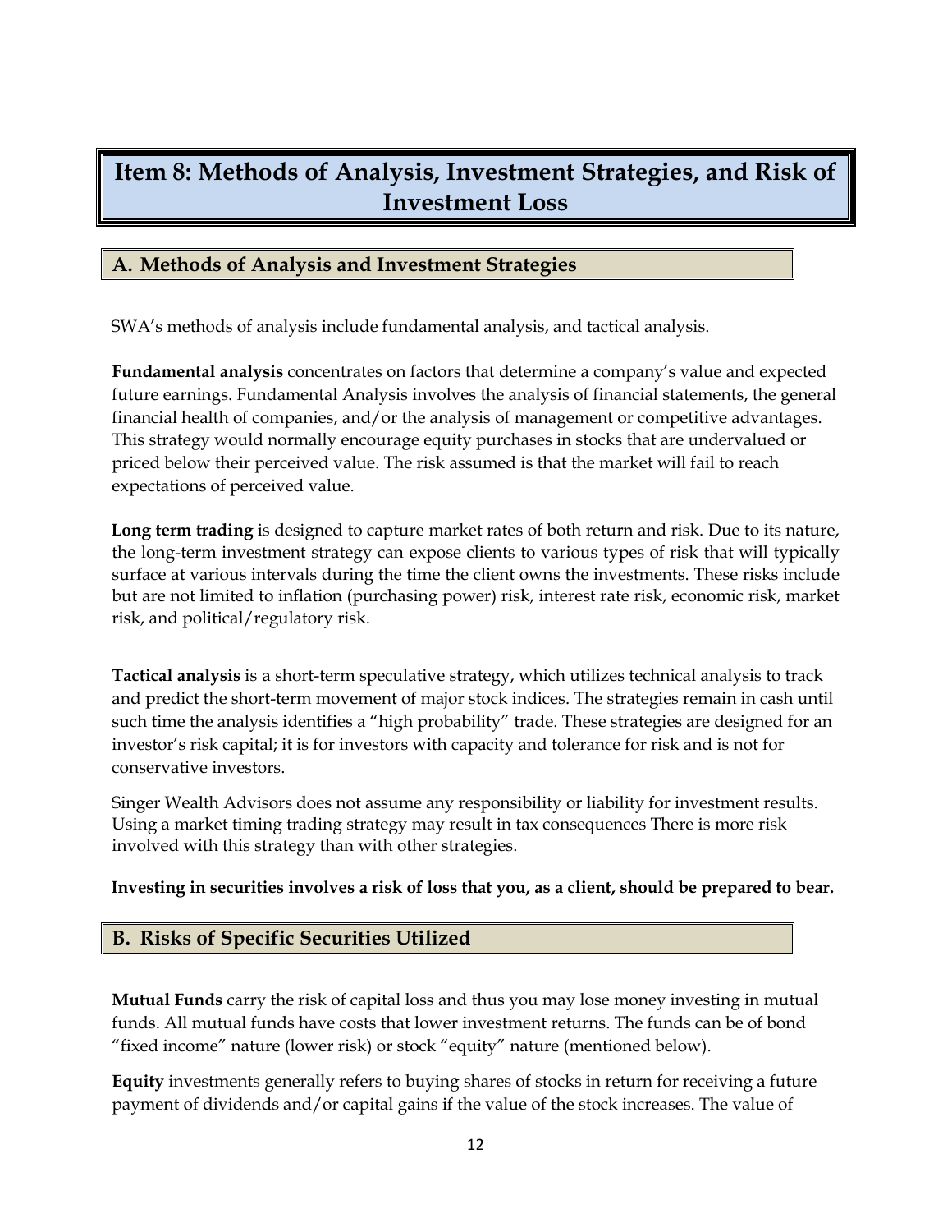# Item 8: Methods of Analysis, Investment Strategies, and Risk of Investment Loss

## A. Methods of Analysis and Investment Strategies

SWA's methods of analysis include fundamental analysis, and tactical analysis.

**Fundamental analysis** concentrates on factors that determine a company's value and expected future earnings. Fundamental Analysis involves the analysis of financial statements, the general financial health of companies, and/or the analysis of management or competitive advantages. This strategy would normally encourage equity purchases in stocks that are undervalued or priced below their perceived value. The risk assumed is that the market will fail to reach expectations of perceived value.

**Long term trading** is designed to capture market rates of both return and risk. Due to its nature, the long-term investment strategy can expose clients to various types of risk that will typically surface at various intervals during the time the client owns the investments. These risks include but are not limited to inflation (purchasing power) risk, interest rate risk, economic risk, market risk, and political/regulatory risk.

**Tactical analysis** is a short-term speculative strategy, which utilizes technical analysis to track and predict the short-term movement of major stock indices. The strategies remain in cash until such time the analysis identifies a "high probability" trade. These strategies are designed for an investor's risk capital; it is for investors with capacity and tolerance for risk and is not for conservative investors.

Singer Wealth Advisors does not assume any responsibility or liability for investment results. Using a market timing trading strategy may result in tax consequences There is more risk involved with this strategy than with other strategies.

**Investing in securities involves a risk of loss that you, as a client, should be prepared to bear.**

## B. Risks of Specific Securities Utilized

**Mutual Funds** carry the risk of capital loss and thus you may lose money investing in mutual funds. All mutual funds have costs that lower investment returns. The funds can be of bond "fixed income" nature (lower risk) or stock "equity" nature (mentioned below).

**Equity** investments generally refers to buying shares of stocks in return for receiving a future payment of dividends and/or capital gains if the value of the stock increases. The value of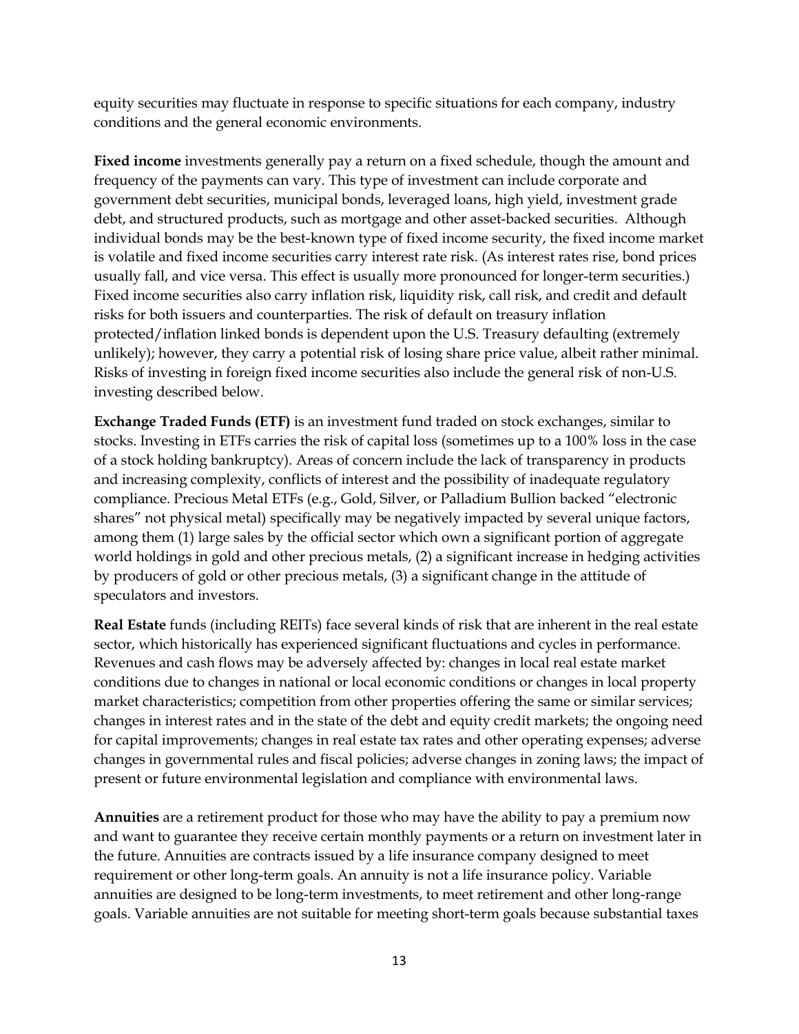equity securities may fluctuate in response to specific situations for each company, industry conditions and the general economic environments.

**Fixed income** investments generally pay a return on a fixed schedule, though the amount and frequency of the payments can vary. This type of investment can include corporate and government debt securities, municipal bonds, leveraged loans, high yield, investment grade debt, and structured products, such as mortgage and other asset-backed securities. Although individual bonds may be the best-known type of fixed income security, the fixed income market is volatile and fixed income securities carry interest rate risk. (As interest rates rise, bond prices usually fall, and vice versa. This effect is usually more pronounced for longer-term securities.) Fixed income securities also carry inflation risk, liquidity risk, call risk, and credit and default risks for both issuers and counterparties. The risk of default on treasury inflation protected/inflation linked bonds is dependent upon the U.S. Treasury defaulting (extremely unlikely); however, they carry a potential risk of losing share price value, albeit rather minimal. Risks of investing in foreign fixed income securities also include the general risk of non-U.S. investing described below.

**Exchange Traded Funds (ETF)** is an investment fund traded on stock exchanges, similar to stocks. Investing in ETFs carries the risk of capital loss (sometimes up to a 100% loss in the case of a stock holding bankruptcy). Areas of concern include the lack of transparency in products and increasing complexity, conflicts of interest and the possibility of inadequate regulatory compliance. Precious Metal ETFs (e.g., Gold, Silver, or Palladium Bullion backed "electronic shares" not physical metal) specifically may be negatively impacted by several unique factors, among them (1) large sales by the official sector which own a significant portion of aggregate world holdings in gold and other precious metals, (2) a significant increase in hedging activities by producers of gold or other precious metals, (3) a significant change in the attitude of speculators and investors.

**Real Estate** funds (including REITs) face several kinds of risk that are inherent in the real estate sector, which historically has experienced significant fluctuations and cycles in performance. Revenues and cash flows may be adversely affected by: changes in local real estate market conditions due to changes in national or local economic conditions or changes in local property market characteristics; competition from other properties offering the same or similar services; changes in interest rates and in the state of the debt and equity credit markets; the ongoing need for capital improvements; changes in real estate tax rates and other operating expenses; adverse changes in governmental rules and fiscal policies; adverse changes in zoning laws; the impact of present or future environmental legislation and compliance with environmental laws.

**Annuities** are a retirement product for those who may have the ability to pay a premium now and want to guarantee they receive certain monthly payments or a return on investment later in the future. Annuities are contracts issued by a life insurance company designed to meet requirement or other long-term goals. An annuity is not a life insurance policy. Variable annuities are designed to be long-term investments, to meet retirement and other long-range goals. Variable annuities are not suitable for meeting short-term goals because substantial taxes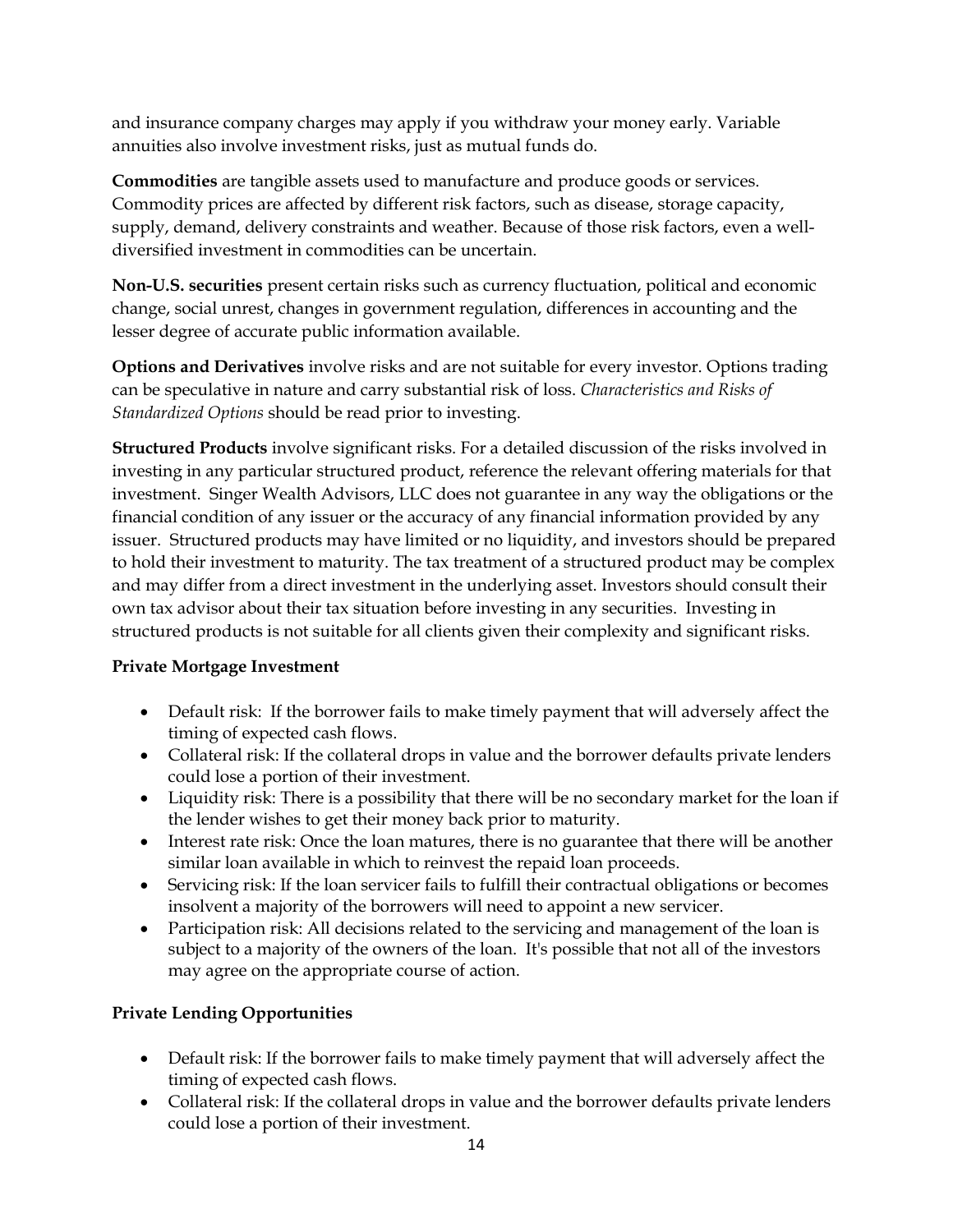and insurance company charges may apply if you withdraw your money early. Variable annuities also involve investment risks, just as mutual funds do.

**Commodities** are tangible assets used to manufacture and produce goods or services. Commodity prices are affected by different risk factors, such as disease, storage capacity, supply, demand, delivery constraints and weather. Because of those risk factors, even a well-diversified investment in commodities can be uncertain.

**Non-U.S. securities** present certain risks such as currency fluctuation, political and economic change, social unrest, changes in government regulation, differences in accounting and the lesser degree of accurate public information available.

**Options and Derivatives** involve risks and are not suitable for every investor. Options trading can be speculative in nature and carry substantial risk of loss. *Characteristics and Risks of Standardized Options* should be read prior to investing.

**Structured Products** involve significant risks. For a detailed discussion of the risks involved in investing in any particular structured product, reference the relevant offering materials for that investment. Singer Wealth Advisors, LLC does not guarantee in any way the obligations or the financial condition of any issuer or the accuracy of any financial information provided by any issuer. Structured products may have limited or no liquidity, and investors should be prepared to hold their investment to maturity. The tax treatment of a structured product may be complex and may differ from a direct investment in the underlying asset. Investors should consult their own tax advisor about their tax situation before investing in any securities. Investing in structured products is not suitable for all clients given their complexity and significant risks.

**Private Mortgage Investment**

- Default risk: If the borrower fails to make timely payment that will adversely affect the timing of expected cash flows.
- Collateral risk: If the collateral drops in value and the borrower defaults private lenders could lose a portion of their investment.
- Liquidity risk: There is a possibility that there will be no secondary market for the loan if the lender wishes to get their money back prior to maturity.
- Interest rate risk: Once the loan matures, there is no guarantee that there will be another similar loan available in which to reinvest the repaid loan proceeds.
- Servicing risk: If the loan servicer fails to fulfill their contractual obligations or becomes insolvent a majority of the borrowers will need to appoint a new servicer.
- Participation risk: All decisions related to the servicing and management of the loan is subject to a majority of the owners of the loan. It's possible that not all of the investors may agree on the appropriate course of action.

**Private Lending Opportunities**

- Default risk: If the borrower fails to make timely payment that will adversely affect the timing of expected cash flows.
- Collateral risk: If the collateral drops in value and the borrower defaults private lenders could lose a portion of their investment.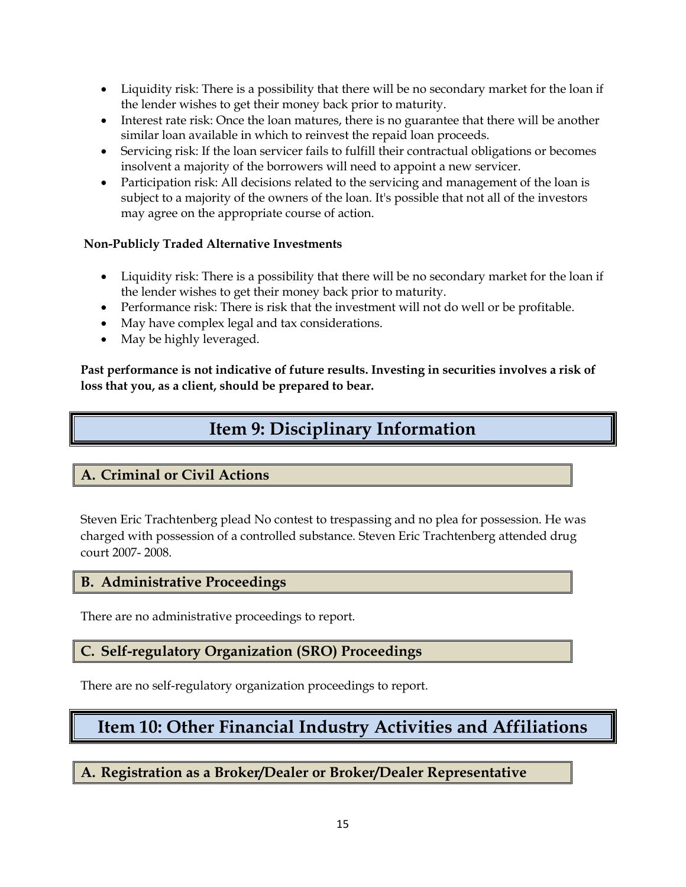- Liquidity risk: There is a possibility that there will be no secondary market for the loan if the lender wishes to get their money back prior to maturity.
- Interest rate risk: Once the loan matures, there is no guarantee that there will be another similar loan available in which to reinvest the repaid loan proceeds.
- Servicing risk: If the loan servicer fails to fulfill their contractual obligations or becomes insolvent a majority of the borrowers will need to appoint a new servicer.
- Participation risk: All decisions related to the servicing and management of the loan is subject to a majority of the owners of the loan. It's possible that not all of the investors may agree on the appropriate course of action.

**Non-Publicly Traded Alternative Investments**

- Liquidity risk: There is a possibility that there will be no secondary market for the loan if the lender wishes to get their money back prior to maturity.
- Performance risk: There is risk that the investment will not do well or be profitable.
- May have complex legal and tax considerations.
- May be highly leveraged.

**Past performance is not indicative of future results. Investing in securities involves a risk of loss that you, as a client, should be prepared to bear.**

# Item 9: Disciplinary Information

## A. Criminal or Civil Actions

Steven Eric Trachtenberg plead No contest to trespassing and no plea for possession. He was charged with possession of a controlled substance. Steven Eric Trachtenberg attended drug court 2007- 2008.

## B. Administrative Proceedings

There are no administrative proceedings to report.

## C. Self-regulatory Organization (SRO) Proceedings

There are no self-regulatory organization proceedings to report.

# Item 10: Other Financial Industry Activities and Affiliations

## A. Registration as a Broker/Dealer or Broker/Dealer Representative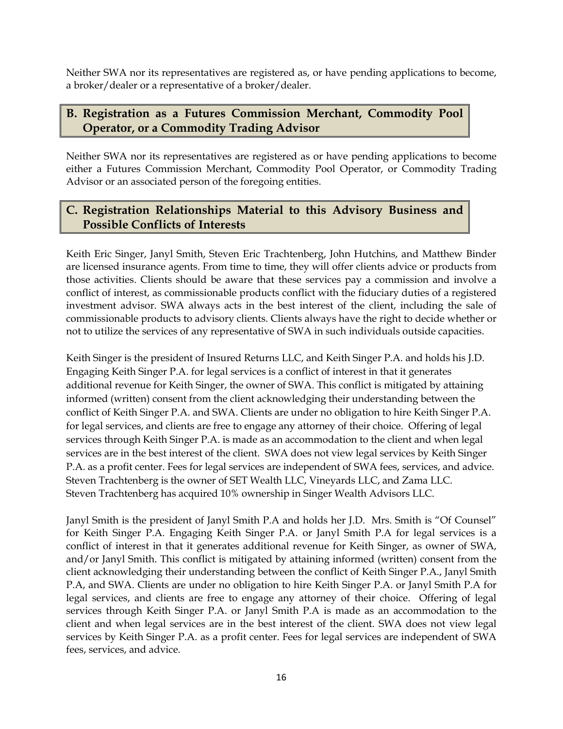Neither SWA nor its representatives are registered as, or have pending applications to become, a broker/dealer or a representative of a broker/dealer.

## B. Registration as a Futures Commission Merchant, Commodity Pool Operator, or a Commodity Trading Advisor

Neither SWA nor its representatives are registered as or have pending applications to become either a Futures Commission Merchant, Commodity Pool Operator, or Commodity Trading Advisor or an associated person of the foregoing entities.

## C. Registration Relationships Material to this Advisory Business and Possible Conflicts of Interests

Keith Eric Singer, Janyl Smith, Steven Eric Trachtenberg, John Hutchins, and Matthew Binder are licensed insurance agents. From time to time, they will offer clients advice or products from those activities. Clients should be aware that these services pay a commission and involve a conflict of interest, as commissionable products conflict with the fiduciary duties of a registered investment advisor. SWA always acts in the best interest of the client, including the sale of commissionable products to advisory clients. Clients always have the right to decide whether or not to utilize the services of any representative of SWA in such individuals outside capacities.

Keith Singer is the president of Insured Returns LLC, and Keith Singer P.A. and holds his J.D. Engaging Keith Singer P.A. for legal services is a conflict of interest in that it generates additional revenue for Keith Singer, the owner of SWA. This conflict is mitigated by attaining informed (written) consent from the client acknowledging their understanding between the conflict of Keith Singer P.A. and SWA. Clients are under no obligation to hire Keith Singer P.A. for legal services, and clients are free to engage any attorney of their choice. Offering of legal services through Keith Singer P.A. is made as an accommodation to the client and when legal services are in the best interest of the client. SWA does not view legal services by Keith Singer P.A. as a profit center. Fees for legal services are independent of SWA fees, services, and advice. Steven Trachtenberg is the owner of SET Wealth LLC, Vineyards LLC, and Zama LLC. Steven Trachtenberg has acquired 10% ownership in Singer Wealth Advisors LLC.

Janyl Smith is the president of Janyl Smith P.A and holds her J.D. Mrs. Smith is "Of Counsel" for Keith Singer P.A. Engaging Keith Singer P.A. or Janyl Smith P.A for legal services is a conflict of interest in that it generates additional revenue for Keith Singer, as owner of SWA, and/or Janyl Smith. This conflict is mitigated by attaining informed (written) consent from the client acknowledging their understanding between the conflict of Keith Singer P.A., Janyl Smith P.A, and SWA. Clients are under no obligation to hire Keith Singer P.A. or Janyl Smith P.A for legal services, and clients are free to engage any attorney of their choice. Offering of legal services through Keith Singer P.A. or Janyl Smith P.A is made as an accommodation to the client and when legal services are in the best interest of the client. SWA does not view legal services by Keith Singer P.A. as a profit center. Fees for legal services are independent of SWA fees, services, and advice.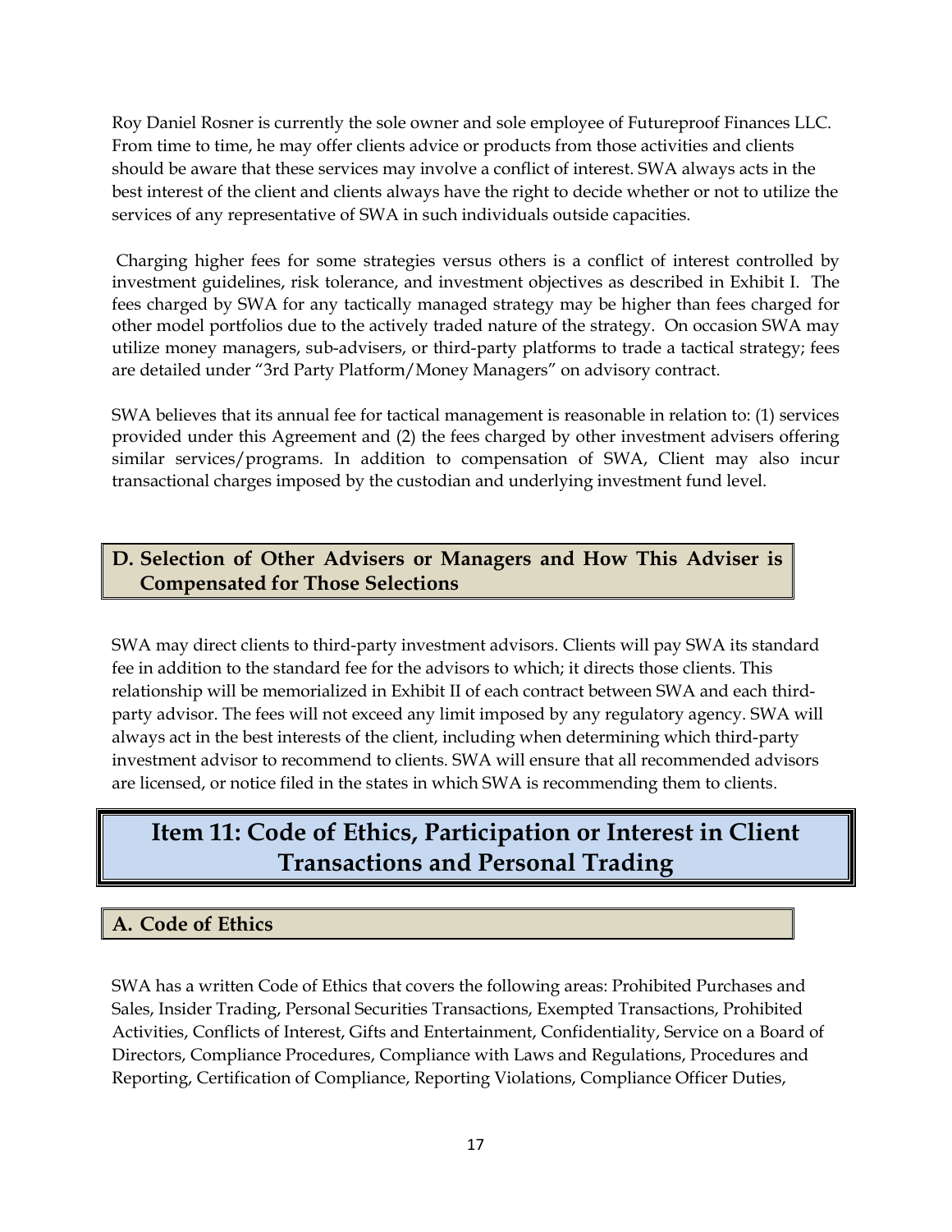Roy Daniel Rosner is currently the sole owner and sole employee of Futureproof Finances LLC. From time to time, he may offer clients advice or products from those activities and clients should be aware that these services may involve a conflict of interest. SWA always acts in the best interest of the client and clients always have the right to decide whether or not to utilize the services of any representative of SWA in such individuals outside capacities.

Charging higher fees for some strategies versus others is a conflict of interest controlled by investment guidelines, risk tolerance, and investment objectives as described in Exhibit I. The fees charged by SWA for any tactically managed strategy may be higher than fees charged for other model portfolios due to the actively traded nature of the strategy. On occasion SWA may utilize money managers, sub-advisers, or third-party platforms to trade a tactical strategy; fees are detailed under "3rd Party Platform/Money Managers" on advisory contract.

SWA believes that its annual fee for tactical management is reasonable in relation to: (1) services provided under this Agreement and (2) the fees charged by other investment advisers offering similar services/programs. In addition to compensation of SWA, Client may also incur transactional charges imposed by the custodian and underlying investment fund level.

### D. Selection of Other Advisers or Managers and How This Adviser is Compensated for Those Selections

SWA may direct clients to third-party investment advisors. Clients will pay SWA its standard fee in addition to the standard fee for the advisors to which; it directs those clients. This relationship will be memorialized in Exhibit II of each contract between SWA and each third-party advisor. The fees will not exceed any limit imposed by any regulatory agency. SWA will always act in the best interests of the client, including when determining which third-party investment advisor to recommend to clients. SWA will ensure that all recommended advisors are licensed, or notice filed in the states in which SWA is recommending them to clients.

## Item 11: Code of Ethics, Participation or Interest in Client Transactions and Personal Trading

### A. Code of Ethics

SWA has a written Code of Ethics that covers the following areas: Prohibited Purchases and Sales, Insider Trading, Personal Securities Transactions, Exempted Transactions, Prohibited Activities, Conflicts of Interest, Gifts and Entertainment, Confidentiality, Service on a Board of Directors, Compliance Procedures, Compliance with Laws and Regulations, Procedures and Reporting, Certification of Compliance, Reporting Violations, Compliance Officer Duties,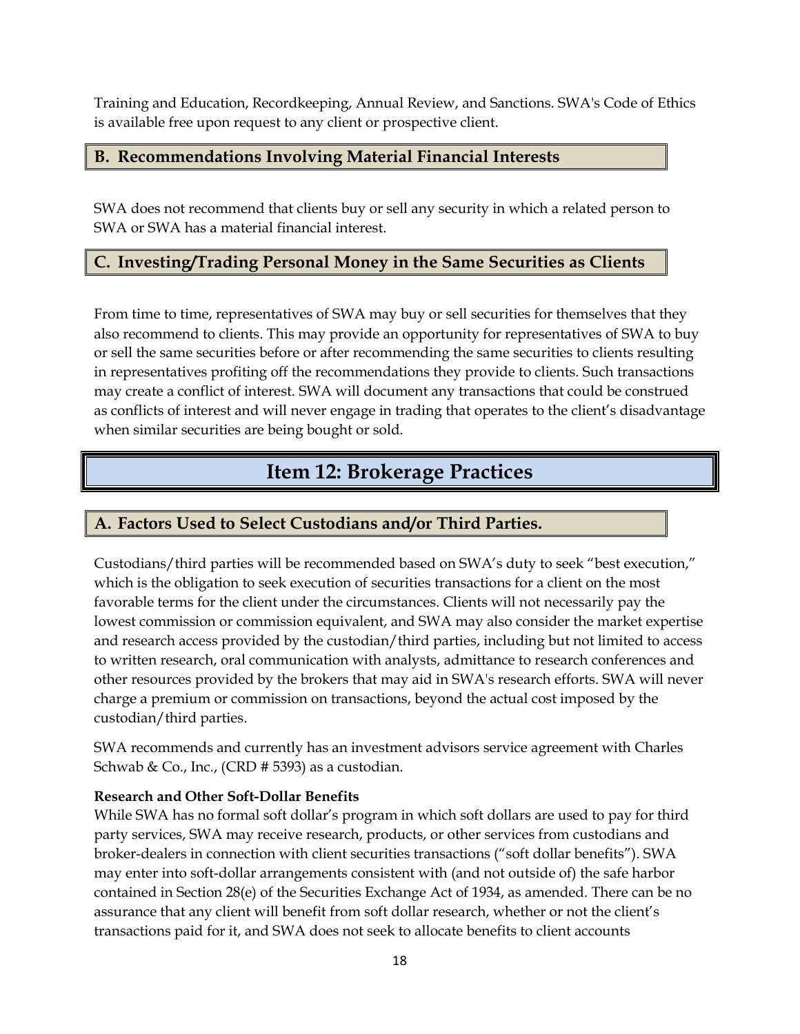Training and Education, Recordkeeping, Annual Review, and Sanctions. SWA's Code of Ethics is available free upon request to any client or prospective client.

### B. Recommendations Involving Material Financial Interests

SWA does not recommend that clients buy or sell any security in which a related person to SWA or SWA has a material financial interest.

### C. Investing/Trading Personal Money in the Same Securities as Clients

From time to time, representatives of SWA may buy or sell securities for themselves that they also recommend to clients. This may provide an opportunity for representatives of SWA to buy or sell the same securities before or after recommending the same securities to clients resulting in representatives profiting off the recommendations they provide to clients. Such transactions may create a conflict of interest. SWA will document any transactions that could be construed as conflicts of interest and will never engage in trading that operates to the client's disadvantage when similar securities are being bought or sold.

## Item 12: Brokerage Practices

### A. Factors Used to Select Custodians and/or Third Parties.

Custodians/third parties will be recommended based on SWA's duty to seek "best execution," which is the obligation to seek execution of securities transactions for a client on the most favorable terms for the client under the circumstances. Clients will not necessarily pay the lowest commission or commission equivalent, and SWA may also consider the market expertise and research access provided by the custodian/third parties, including but not limited to access to written research, oral communication with analysts, admittance to research conferences and other resources provided by the brokers that may aid in SWA's research efforts. SWA will never charge a premium or commission on transactions, beyond the actual cost imposed by the custodian/third parties.

SWA recommends and currently has an investment advisors service agreement with Charles Schwab & Co., Inc., (CRD # 5393) as a custodian.

**Research and Other Soft-Dollar Benefits**
While SWA has no formal soft dollar's program in which soft dollars are used to pay for third party services, SWA may receive research, products, or other services from custodians and broker-dealers in connection with client securities transactions ("soft dollar benefits"). SWA may enter into soft-dollar arrangements consistent with (and not outside of) the safe harbor contained in Section 28(e) of the Securities Exchange Act of 1934, as amended. There can be no assurance that any client will benefit from soft dollar research, whether or not the client's transactions paid for it, and SWA does not seek to allocate benefits to client accounts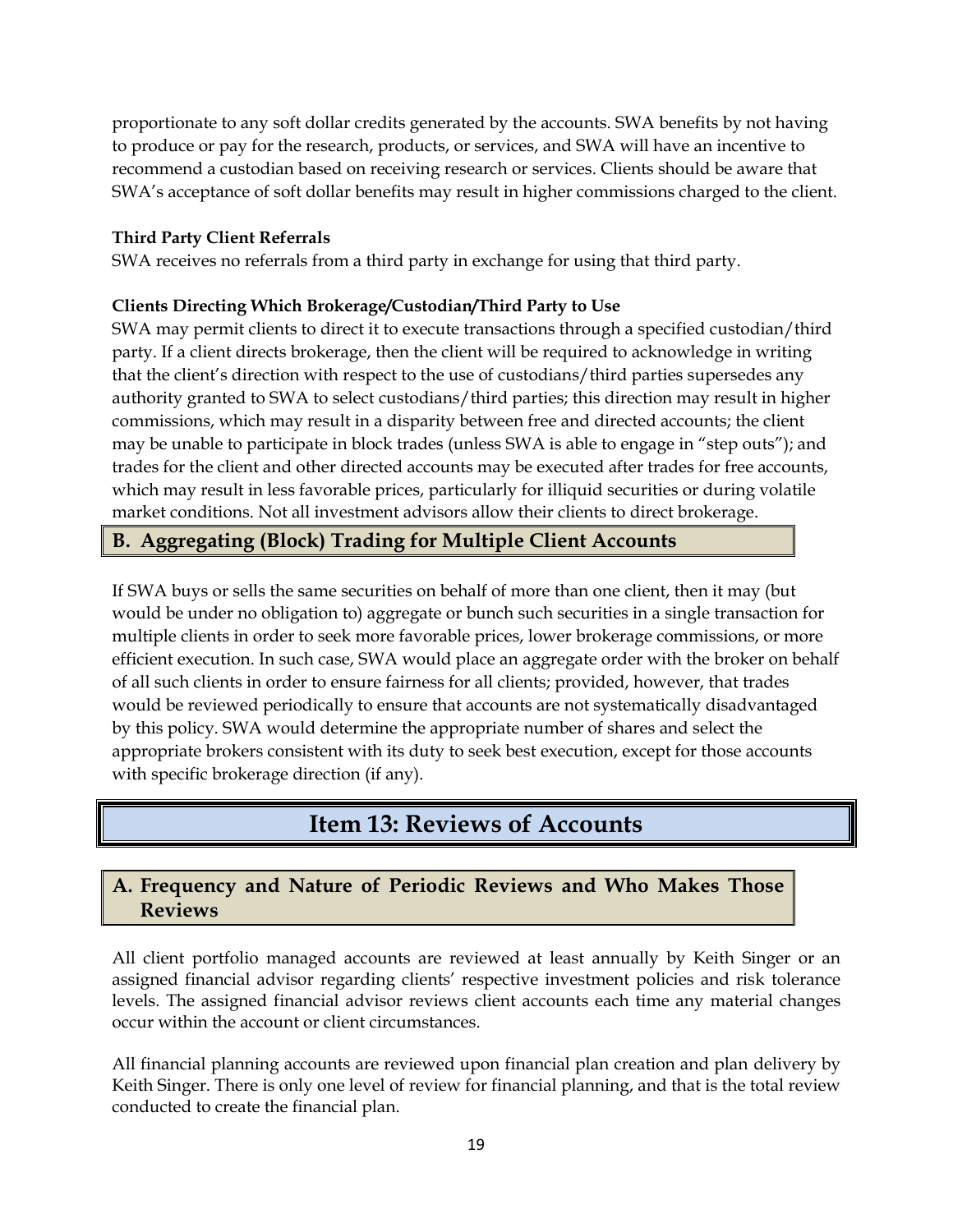proportionate to any soft dollar credits generated by the accounts. SWA benefits by not having to produce or pay for the research, products, or services, and SWA will have an incentive to recommend a custodian based on receiving research or services. Clients should be aware that SWA's acceptance of soft dollar benefits may result in higher commissions charged to the client.

**Third Party Client Referrals**

SWA receives no referrals from a third party in exchange for using that third party.

**Clients Directing Which Brokerage/Custodian/Third Party to Use**

SWA may permit clients to direct it to execute transactions through a specified custodian/third party. If a client directs brokerage, then the client will be required to acknowledge in writing that the client's direction with respect to the use of custodians/third parties supersedes any authority granted to SWA to select custodians/third parties; this direction may result in higher commissions, which may result in a disparity between free and directed accounts; the client may be unable to participate in block trades (unless SWA is able to engage in "step outs"); and trades for the client and other directed accounts may be executed after trades for free accounts, which may result in less favorable prices, particularly for illiquid securities or during volatile market conditions. Not all investment advisors allow their clients to direct brokerage.

### B. Aggregating (Block) Trading for Multiple Client Accounts

If SWA buys or sells the same securities on behalf of more than one client, then it may (but would be under no obligation to) aggregate or bunch such securities in a single transaction for multiple clients in order to seek more favorable prices, lower brokerage commissions, or more efficient execution. In such case, SWA would place an aggregate order with the broker on behalf of all such clients in order to ensure fairness for all clients; provided, however, that trades would be reviewed periodically to ensure that accounts are not systematically disadvantaged by this policy. SWA would determine the appropriate number of shares and select the appropriate brokers consistent with its duty to seek best execution, except for those accounts with specific brokerage direction (if any).

## Item 13: Reviews of Accounts

### A. Frequency and Nature of Periodic Reviews and Who Makes Those Reviews

All client portfolio managed accounts are reviewed at least annually by Keith Singer or an assigned financial advisor regarding clients' respective investment policies and risk tolerance levels. The assigned financial advisor reviews client accounts each time any material changes occur within the account or client circumstances.

All financial planning accounts are reviewed upon financial plan creation and plan delivery by Keith Singer. There is only one level of review for financial planning, and that is the total review conducted to create the financial plan.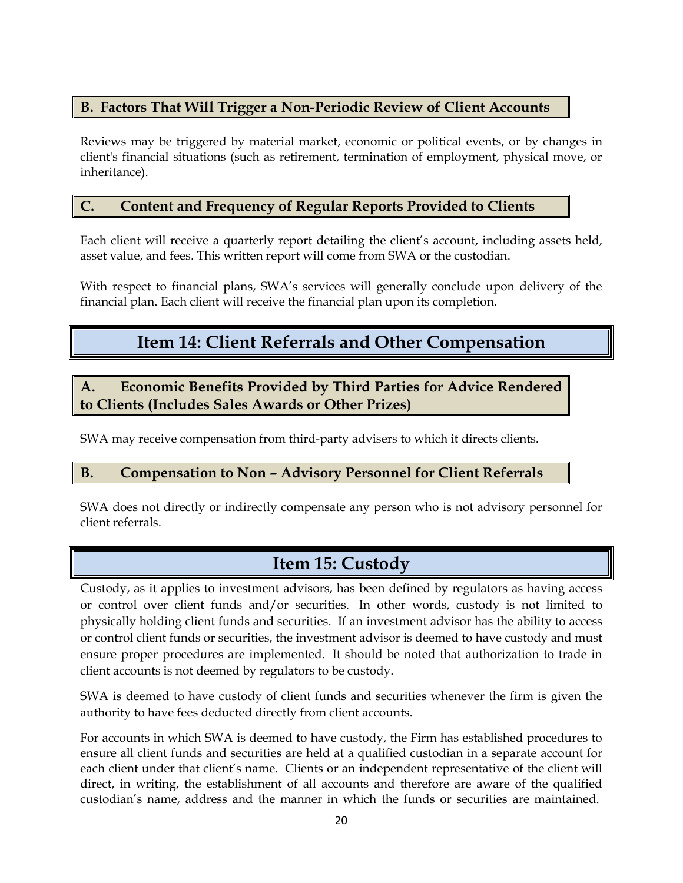### B. Factors That Will Trigger a Non-Periodic Review of Client Accounts

Reviews may be triggered by material market, economic or political events, or by changes in client's financial situations (such as retirement, termination of employment, physical move, or inheritance).

### C. Content and Frequency of Regular Reports Provided to Clients

Each client will receive a quarterly report detailing the client's account, including assets held, asset value, and fees. This written report will come from SWA or the custodian.

With respect to financial plans, SWA's services will generally conclude upon delivery of the financial plan. Each client will receive the financial plan upon its completion.

## Item 14: Client Referrals and Other Compensation

### A. Economic Benefits Provided by Third Parties for Advice Rendered to Clients (Includes Sales Awards or Other Prizes)

SWA may receive compensation from third-party advisers to which it directs clients.

### B. Compensation to Non – Advisory Personnel for Client Referrals

SWA does not directly or indirectly compensate any person who is not advisory personnel for client referrals.

## Item 15: Custody

Custody, as it applies to investment advisors, has been defined by regulators as having access or control over client funds and/or securities. In other words, custody is not limited to physically holding client funds and securities. If an investment advisor has the ability to access or control client funds or securities, the investment advisor is deemed to have custody and must ensure proper procedures are implemented. It should be noted that authorization to trade in client accounts is not deemed by regulators to be custody.

SWA is deemed to have custody of client funds and securities whenever the firm is given the authority to have fees deducted directly from client accounts.

For accounts in which SWA is deemed to have custody, the Firm has established procedures to ensure all client funds and securities are held at a qualified custodian in a separate account for each client under that client's name. Clients or an independent representative of the client will direct, in writing, the establishment of all accounts and therefore are aware of the qualified custodian's name, address and the manner in which the funds or securities are maintained.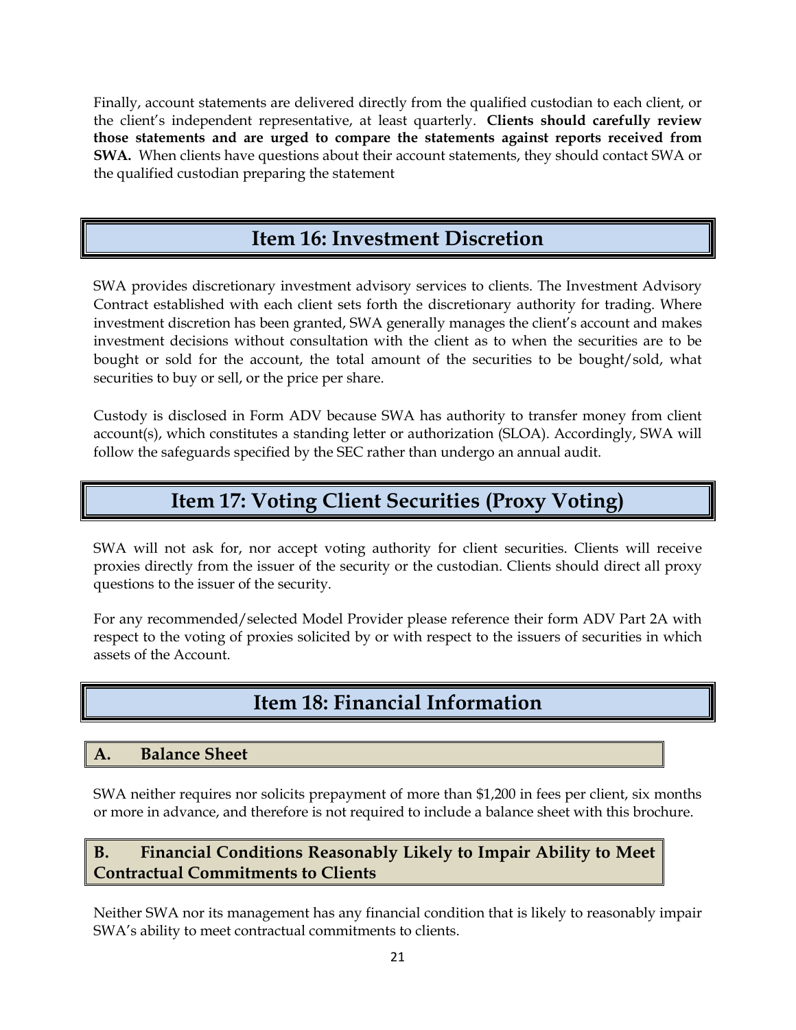Finally, account statements are delivered directly from the qualified custodian to each client, or the client's independent representative, at least quarterly. **Clients should carefully review those statements and are urged to compare the statements against reports received from SWA.** When clients have questions about their account statements, they should contact SWA or the qualified custodian preparing the statement

# Item 16: Investment Discretion

SWA provides discretionary investment advisory services to clients. The Investment Advisory Contract established with each client sets forth the discretionary authority for trading. Where investment discretion has been granted, SWA generally manages the client's account and makes investment decisions without consultation with the client as to when the securities are to be bought or sold for the account, the total amount of the securities to be bought/sold, what securities to buy or sell, or the price per share.

Custody is disclosed in Form ADV because SWA has authority to transfer money from client account(s), which constitutes a standing letter or authorization (SLOA). Accordingly, SWA will follow the safeguards specified by the SEC rather than undergo an annual audit.

# Item 17: Voting Client Securities (Proxy Voting)

SWA will not ask for, nor accept voting authority for client securities. Clients will receive proxies directly from the issuer of the security or the custodian. Clients should direct all proxy questions to the issuer of the security.

For any recommended/selected Model Provider please reference their form ADV Part 2A with respect to the voting of proxies solicited by or with respect to the issuers of securities in which assets of the Account.

# Item 18: Financial Information

## A. Balance Sheet

SWA neither requires nor solicits prepayment of more than $1,200 in fees per client, six months or more in advance, and therefore is not required to include a balance sheet with this brochure.

## B. Financial Conditions Reasonably Likely to Impair Ability to Meet Contractual Commitments to Clients

Neither SWA nor its management has any financial condition that is likely to reasonably impair SWA's ability to meet contractual commitments to clients.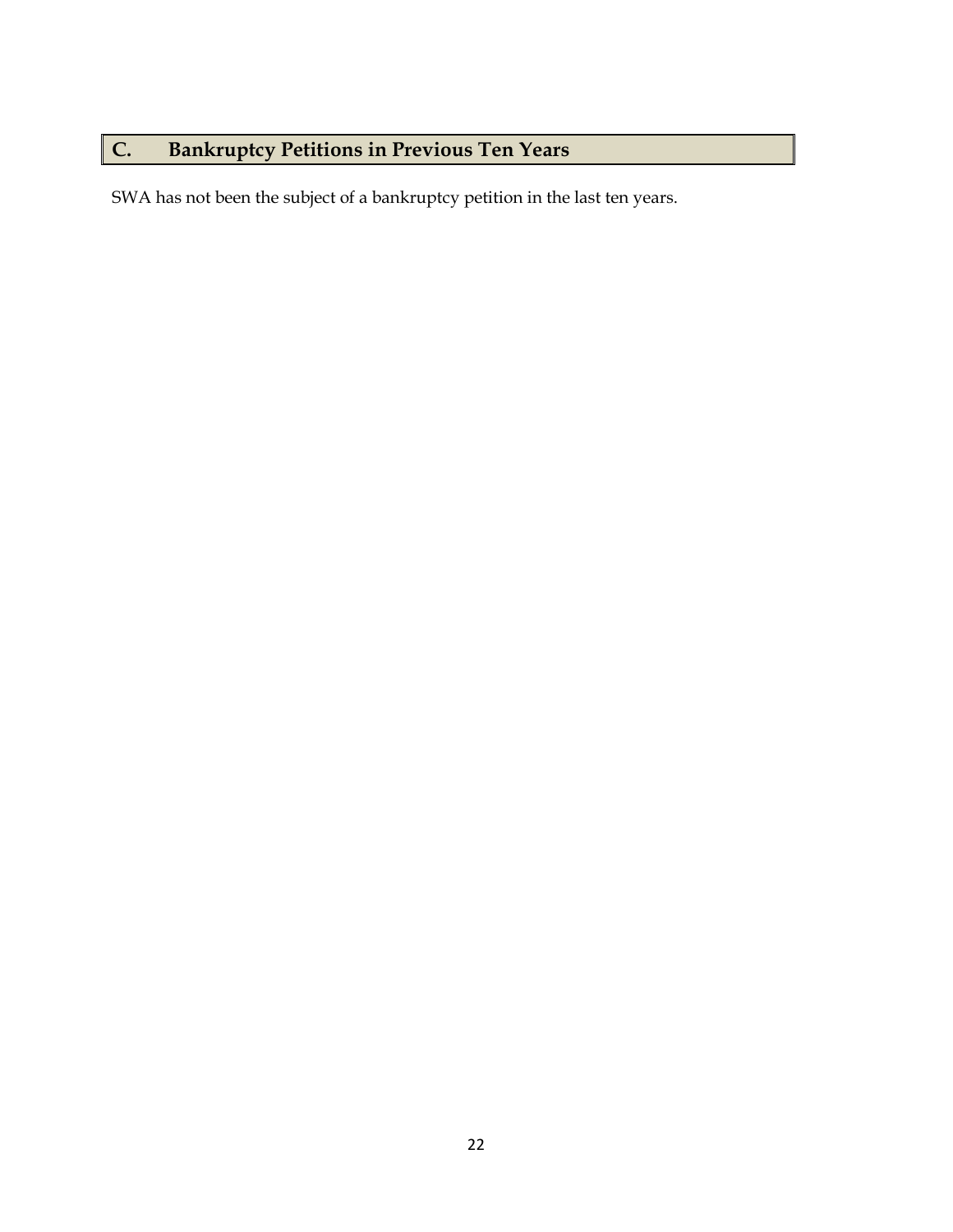## C. Bankruptcy Petitions in Previous Ten Years

SWA has not been the subject of a bankruptcy petition in the last ten years.